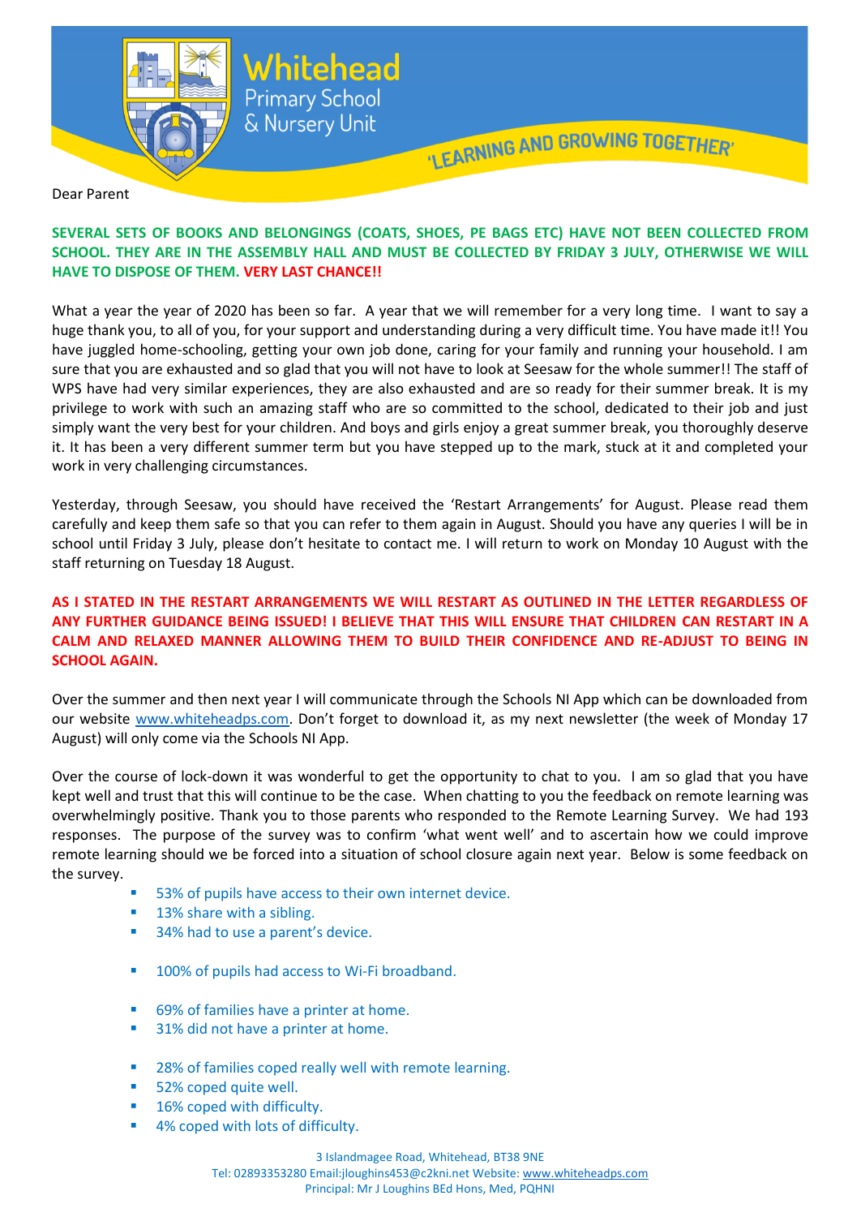# Whitehead
## Primary School & Nursery Unit

'LEARNING AND GROWING TOGETHER'

Dear Parent

**SEVERAL SETS OF BOOKS AND BELONGINGS (COATS, SHOES, PE BAGS ETC) HAVE NOT BEEN COLLECTED FROM SCHOOL. THEY ARE IN THE ASSEMBLY HALL AND MUST BE COLLECTED BY FRIDAY 3 JULY, OTHERWISE WE WILL HAVE TO DISPOSE OF THEM. VERY LAST CHANCE!!**

What a year the year of 2020 has been so far. A year that we will remember for a very long time. I want to say a huge thank you, to all of you, for your support and understanding during a very difficult time. You have made it!! You have juggled home-schooling, getting your own job done, caring for your family and running your household. I am sure that you are exhausted and so glad that you will not have to look at Seesaw for the whole summer!! The staff of WPS have had very similar experiences, they are also exhausted and are so ready for their summer break. It is my privilege to work with such an amazing staff who are so committed to the school, dedicated to their job and just simply want the very best for your children. And boys and girls enjoy a great summer break, you thoroughly deserve it. It has been a very different summer term but you have stepped up to the mark, stuck at it and completed your work in very challenging circumstances.

Yesterday, through Seesaw, you should have received the 'Restart Arrangements' for August. Please read them carefully and keep them safe so that you can refer to them again in August. Should you have any queries I will be in school until Friday 3 July, please don't hesitate to contact me. I will return to work on Monday 10 August with the staff returning on Tuesday 18 August.

**AS I STATED IN THE RESTART ARRANGEMENTS WE WILL RESTART AS OUTLINED IN THE LETTER REGARDLESS OF ANY FURTHER GUIDANCE BEING ISSUED! I BELIEVE THAT THIS WILL ENSURE THAT CHILDREN CAN RESTART IN A CALM AND RELAXED MANNER ALLOWING THEM TO BUILD THEIR CONFIDENCE AND RE-ADJUST TO BEING IN SCHOOL AGAIN.**

Over the summer and then next year I will communicate through the Schools NI App which can be downloaded from our website www.whiteheadps.com. Don't forget to download it, as my next newsletter (the week of Monday 17 August) will only come via the Schools NI App.

Over the course of lock-down it was wonderful to get the opportunity to chat to you. I am so glad that you have kept well and trust that this will continue to be the case. When chatting to you the feedback on remote learning was overwhelmingly positive. Thank you to those parents who responded to the Remote Learning Survey. We had 193 responses. The purpose of the survey was to confirm 'what went well' and to ascertain how we could improve remote learning should we be forced into a situation of school closure again next year. Below is some feedback on the survey.

- 53% of pupils have access to their own internet device.
- 13% share with a sibling.
- 34% had to use a parent's device.

- 100% of pupils had access to Wi-Fi broadband.

- 69% of families have a printer at home.
- 31% did not have a printer at home.

- 28% of families coped really well with remote learning.
- 52% coped quite well.
- 16% coped with difficulty.
- 4% coped with lots of difficulty.

3 Islandmagee Road, Whitehead, BT38 9NE
Tel: 02893353280 Email:jloughins453@c2kni.net Website: www.whiteheadps.com
Principal: Mr J Loughins BEd Hons, Med, PQHNI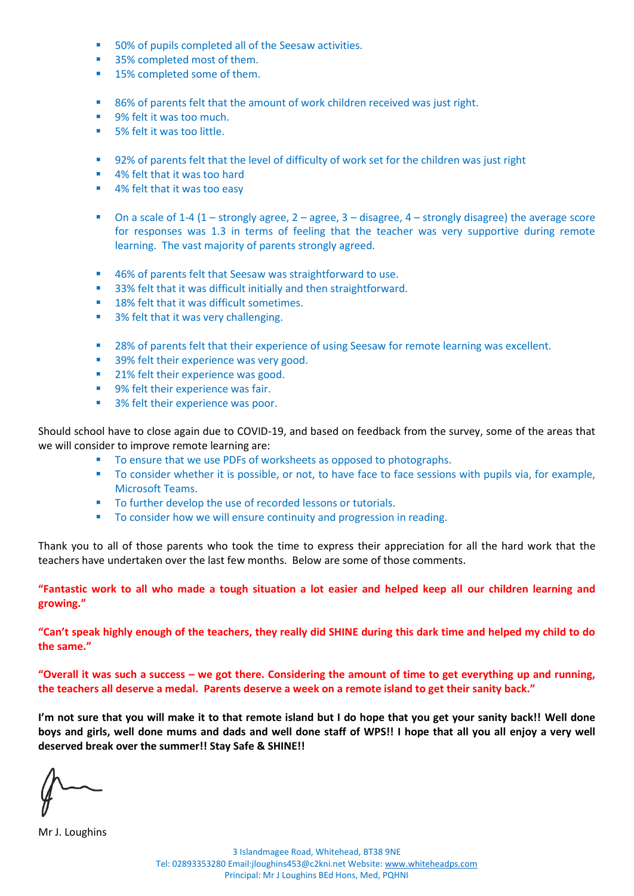- 50% of pupils completed all of the Seesaw activities.
- 35% completed most of them.
- 15% completed some of them.

- 86% of parents felt that the amount of work children received was just right.
- 9% felt it was too much.
- 5% felt it was too little.

- 92% of parents felt that the level of difficulty of work set for the children was just right
- 4% felt that it was too hard
- 4% felt that it was too easy

- On a scale of 1-4 (1 – strongly agree, 2 – agree, 3 – disagree, 4 – strongly disagree) the average score for responses was 1.3 in terms of feeling that the teacher was very supportive during remote learning. The vast majority of parents strongly agreed.

- 46% of parents felt that Seesaw was straightforward to use.
- 33% felt that it was difficult initially and then straightforward.
- 18% felt that it was difficult sometimes.
- 3% felt that it was very challenging.

- 28% of parents felt that their experience of using Seesaw for remote learning was excellent.
- 39% felt their experience was very good.
- 21% felt their experience was good.
- 9% felt their experience was fair.
- 3% felt their experience was poor.

Should school have to close again due to COVID-19, and based on feedback from the survey, some of the areas that we will consider to improve remote learning are:

- To ensure that we use PDFs of worksheets as opposed to photographs.
- To consider whether it is possible, or not, to have face to face sessions with pupils via, for example, Microsoft Teams.
- To further develop the use of recorded lessons or tutorials.
- To consider how we will ensure continuity and progression in reading.

Thank you to all of those parents who took the time to express their appreciation for all the hard work that the teachers have undertaken over the last few months. Below are some of those comments.

**"Fantastic work to all who made a tough situation a lot easier and helped keep all our children learning and growing."**

**"Can't speak highly enough of the teachers, they really did SHINE during this dark time and helped my child to do the same."**

**"Overall it was such a success – we got there. Considering the amount of time to get everything up and running, the teachers all deserve a medal. Parents deserve a week on a remote island to get their sanity back."**

**I'm not sure that you will make it to that remote island but I do hope that you get your sanity back!! Well done boys and girls, well done mums and dads and well done staff of WPS!! I hope that all you all enjoy a very well deserved break over the summer!! Stay Safe & SHINE!!**

Mr J. Loughins

3 Islandmagee Road, Whitehead, BT38 9NE
Tel: 02893353280 Email:jloughins453@c2kni.net Website: www.whiteheadps.com
Principal: Mr J Loughins BEd Hons, Med, PQHNI